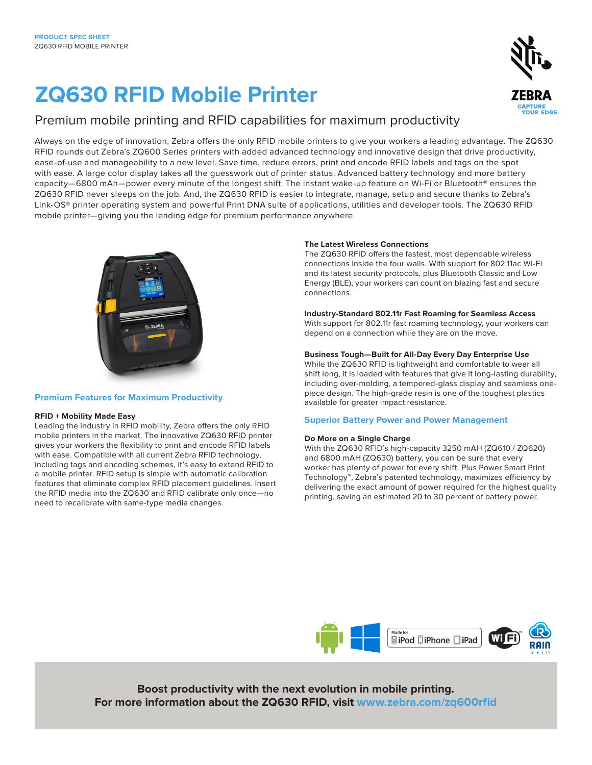PRODUCT SPEC SHEET
ZQ630 RFID MOBILE PRINTER

# ZQ630 RFID Mobile Printer

## Premium mobile printing and RFID capabilities for maximum productivity

Always on the edge of innovation, Zebra offers the only RFID mobile printers to give your workers a leading advantage. The ZQ630 RFID rounds out Zebra's ZQ600 Series printers with added advanced technology and innovative design that drive productivity, ease-of-use and manageability to a new level. Save time, reduce errors, print and encode RFID labels and tags on the spot with ease. A large color display takes all the guesswork out of printer status. Advanced battery technology and more battery capacity—6800 mAh—power every minute of the longest shift. The instant wake-up feature on Wi-Fi or Bluetooth® ensures the ZQ630 RFID never sleeps on the job. And, the ZQ630 RFID is easier to integrate, manage, setup and secure thanks to Zebra's Link-OS® printer operating system and powerful Print DNA suite of applications, utilities and developer tools. The ZQ630 RFID mobile printer—giving you the leading edge for premium performance anywhere.

## Premium Features for Maximum Productivity

### RFID + Mobility Made Easy

Leading the industry in RFID mobility, Zebra offers the only RFID mobile printers in the market. The innovative ZQ630 RFID printer gives your workers the flexibility to print and encode RFID labels with ease. Compatible with all current Zebra RFID technology, including tags and encoding schemes, it's easy to extend RFID to a mobile printer. RFID setup is simple with automatic calibration features that eliminate complex RFID placement guidelines. Insert the RFID media into the ZQ630 and RFID calibrate only once—no need to recalibrate with same-type media changes.

### The Latest Wireless Connections

The ZQ630 RFID offers the fastest, most dependable wireless connections inside the four walls. With support for 802.11ac Wi-Fi and its latest security protocols, plus Bluetooth Classic and Low Energy (BLE), your workers can count on blazing fast and secure connections.

### Industry-Standard 802.11r Fast Roaming for Seamless Access

With support for 802.11r fast roaming technology, your workers can depend on a connection while they are on the move.

### Business Tough—Built for All-Day Every Day Enterprise Use

While the ZQ630 RFID is lightweight and comfortable to wear all shift long, it is loaded with features that give it long-lasting durability, including over-molding, a tempered-glass display and seamless one-piece design. The high-grade resin is one of the toughest plastics available for greater impact resistance.

## Superior Battery Power and Power Management

### Do More on a Single Charge

With the ZQ630 RFID's high-capacity 3250 mAH (ZQ610 / ZQ620) and 6800 mAH (ZQ630) battery, you can be sure that every worker has plenty of power for every shift. Plus Power Smart Print Technology™, Zebra's patented technology, maximizes efficiency by delivering the exact amount of power required for the highest quality printing, saving an estimated 20 to 30 percent of battery power.

**Boost productivity with the next evolution in mobile printing.**
**For more information about the ZQ630 RFID, visit www.zebra.com/zq600rfid**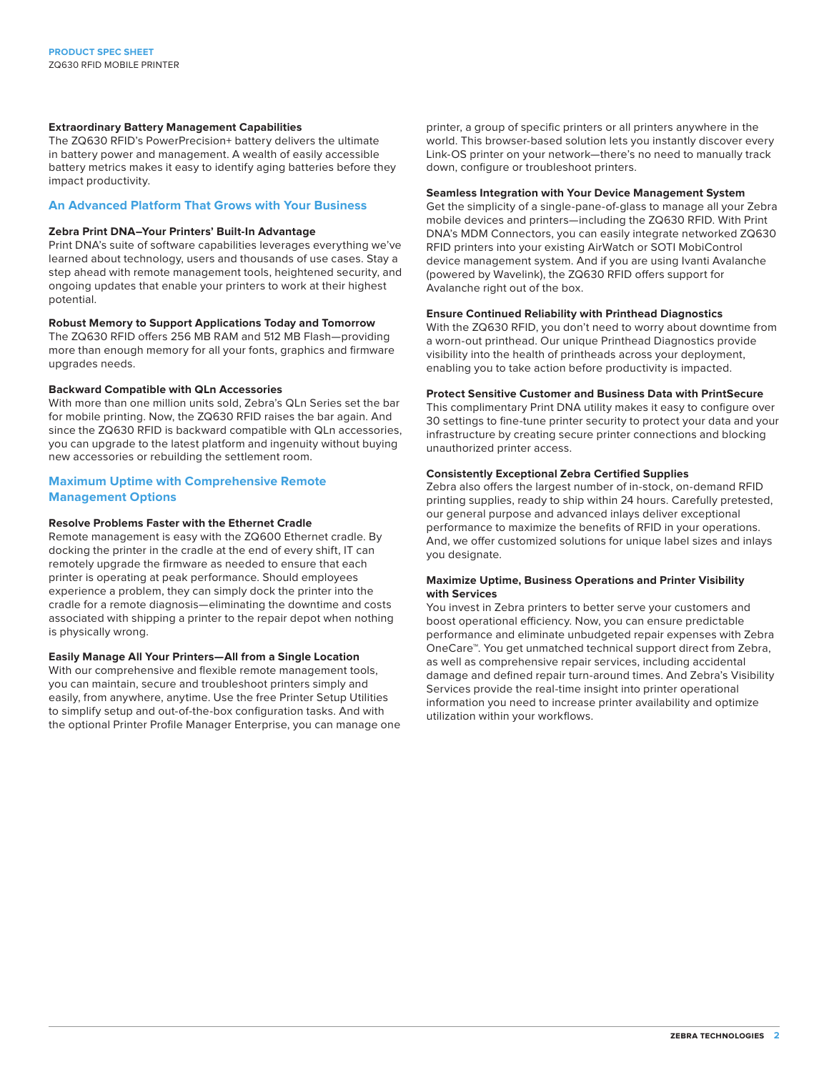**Extraordinary Battery Management Capabilities**
The ZQ630 RFID's PowerPrecision+ battery delivers the ultimate in battery power and management. A wealth of easily accessible battery metrics makes it easy to identify aging batteries before they impact productivity.

## An Advanced Platform That Grows with Your Business

**Zebra Print DNA–Your Printers' Built-In Advantage**
Print DNA's suite of software capabilities leverages everything we've learned about technology, users and thousands of use cases. Stay a step ahead with remote management tools, heightened security, and ongoing updates that enable your printers to work at their highest potential.

**Robust Memory to Support Applications Today and Tomorrow**
The ZQ630 RFID offers 256 MB RAM and 512 MB Flash—providing more than enough memory for all your fonts, graphics and firmware upgrades needs.

**Backward Compatible with QLn Accessories**
With more than one million units sold, Zebra's QLn Series set the bar for mobile printing. Now, the ZQ630 RFID raises the bar again. And since the ZQ630 RFID is backward compatible with QLn accessories, you can upgrade to the latest platform and ingenuity without buying new accessories or rebuilding the settlement room.

## Maximum Uptime with Comprehensive Remote Management Options

**Resolve Problems Faster with the Ethernet Cradle**
Remote management is easy with the ZQ600 Ethernet cradle. By docking the printer in the cradle at the end of every shift, IT can remotely upgrade the firmware as needed to ensure that each printer is operating at peak performance. Should employees experience a problem, they can simply dock the printer into the cradle for a remote diagnosis—eliminating the downtime and costs associated with shipping a printer to the repair depot when nothing is physically wrong.

**Easily Manage All Your Printers—All from a Single Location**
With our comprehensive and flexible remote management tools, you can maintain, secure and troubleshoot printers simply and easily, from anywhere, anytime. Use the free Printer Setup Utilities to simplify setup and out-of-the-box configuration tasks. And with the optional Printer Profile Manager Enterprise, you can manage one printer, a group of specific printers or all printers anywhere in the world. This browser-based solution lets you instantly discover every Link-OS printer on your network—there's no need to manually track down, configure or troubleshoot printers.

**Seamless Integration with Your Device Management System**
Get the simplicity of a single-pane-of-glass to manage all your Zebra mobile devices and printers—including the ZQ630 RFID. With Print DNA's MDM Connectors, you can easily integrate networked ZQ630 RFID printers into your existing AirWatch or SOTI MobiControl device management system. And if you are using Ivanti Avalanche (powered by Wavelink), the ZQ630 RFID offers support for Avalanche right out of the box.

**Ensure Continued Reliability with Printhead Diagnostics**
With the ZQ630 RFID, you don't need to worry about downtime from a worn-out printhead. Our unique Printhead Diagnostics provide visibility into the health of printheads across your deployment, enabling you to take action before productivity is impacted.

**Protect Sensitive Customer and Business Data with PrintSecure**
This complimentary Print DNA utility makes it easy to configure over 30 settings to fine-tune printer security to protect your data and your infrastructure by creating secure printer connections and blocking unauthorized printer access.

**Consistently Exceptional Zebra Certified Supplies**
Zebra also offers the largest number of in-stock, on-demand RFID printing supplies, ready to ship within 24 hours. Carefully pretested, our general purpose and advanced inlays deliver exceptional performance to maximize the benefits of RFID in your operations. And, we offer customized solutions for unique label sizes and inlays you designate.

**Maximize Uptime, Business Operations and Printer Visibility with Services**
You invest in Zebra printers to better serve your customers and boost operational efficiency. Now, you can ensure predictable performance and eliminate unbudgeted repair expenses with Zebra OneCare™. You get unmatched technical support direct from Zebra, as well as comprehensive repair services, including accidental damage and defined repair turn-around times. And Zebra's Visibility Services provide the real-time insight into printer operational information you need to increase printer availability and optimize utilization within your workflows.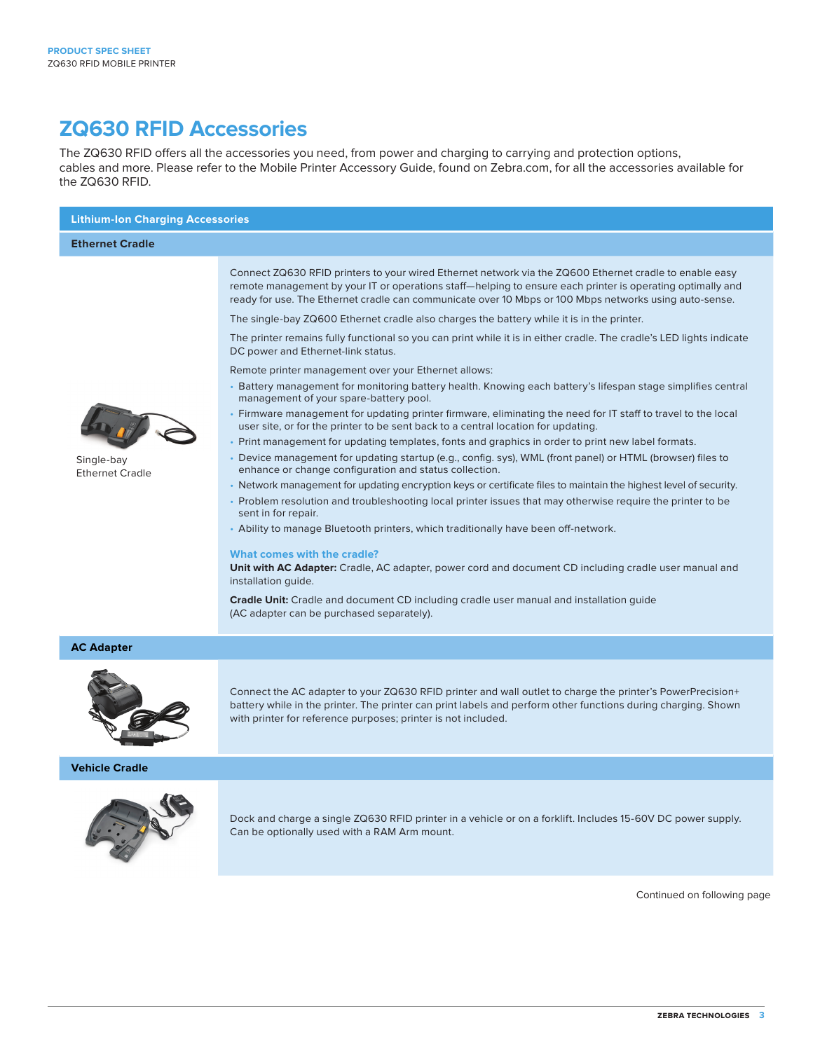# ZQ630 RFID Accessories

The ZQ630 RFID offers all the accessories you need, from power and charging to carrying and protection options, cables and more. Please refer to the Mobile Printer Accessory Guide, found on Zebra.com, for all the accessories available for the ZQ630 RFID.

## Lithium-Ion Charging Accessories

### Ethernet Cradle

Single-bay Ethernet Cradle

Connect ZQ630 RFID printers to your wired Ethernet network via the ZQ600 Ethernet cradle to enable easy remote management by your IT or operations staff—helping to ensure each printer is operating optimally and ready for use. The Ethernet cradle can communicate over 10 Mbps or 100 Mbps networks using auto-sense.

The single-bay ZQ600 Ethernet cradle also charges the battery while it is in the printer.

The printer remains fully functional so you can print while it is in either cradle. The cradle's LED lights indicate DC power and Ethernet-link status.

Remote printer management over your Ethernet allows:

- Battery management for monitoring battery health. Knowing each battery's lifespan stage simplifies central management of your spare-battery pool.
- Firmware management for updating printer firmware, eliminating the need for IT staff to travel to the local user site, or for the printer to be sent back to a central location for updating.
- Print management for updating templates, fonts and graphics in order to print new label formats.
- Device management for updating startup (e.g., config. sys), WML (front panel) or HTML (browser) files to enhance or change configuration and status collection.
- Network management for updating encryption keys or certificate files to maintain the highest level of security.
- Problem resolution and troubleshooting local printer issues that may otherwise require the printer to be sent in for repair.
- Ability to manage Bluetooth printers, which traditionally have been off-network.

#### What comes with the cradle?

**Unit with AC Adapter:** Cradle, AC adapter, power cord and document CD including cradle user manual and installation guide.

**Cradle Unit:** Cradle and document CD including cradle user manual and installation guide (AC adapter can be purchased separately).

### AC Adapter

Connect the AC adapter to your ZQ630 RFID printer and wall outlet to charge the printer's PowerPrecision+ battery while in the printer. The printer can print labels and perform other functions during charging. Shown with printer for reference purposes; printer is not included.

### Vehicle Cradle

Dock and charge a single ZQ630 RFID printer in a vehicle or on a forklift. Includes 15-60V DC power supply. Can be optionally used with a RAM Arm mount.

Continued on following page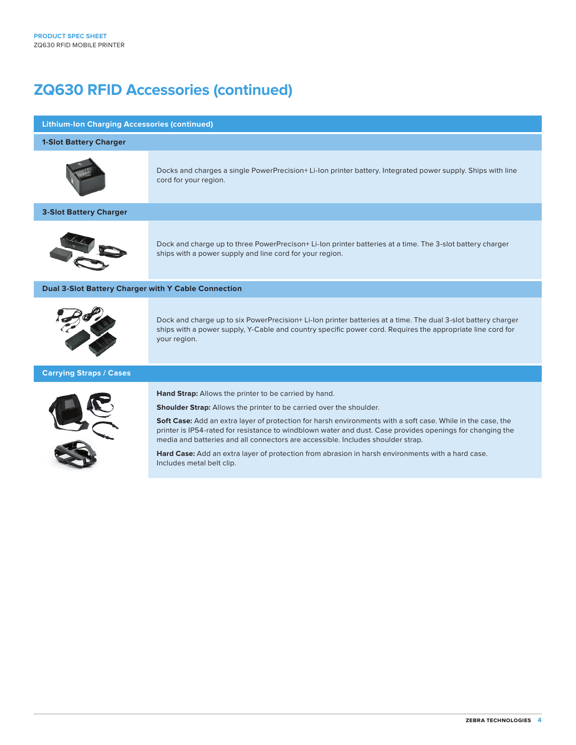# ZQ630 RFID Accessories (continued)

## Lithium-Ion Charging Accessories (continued)

### 1-Slot Battery Charger

Docks and charges a single PowerPrecision+ Li-Ion printer battery. Integrated power supply. Ships with line cord for your region.

### 3-Slot Battery Charger

Dock and charge up to three PowerPrecison+ Li-Ion printer batteries at a time. The 3-slot battery charger ships with a power supply and line cord for your region.

### Dual 3-Slot Battery Charger with Y Cable Connection

Dock and charge up to six PowerPrecision+ Li-Ion printer batteries at a time. The dual 3-slot battery charger ships with a power supply, Y-Cable and country specific power cord. Requires the appropriate line cord for your region.

## Carrying Straps / Cases

**Hand Strap:** Allows the printer to be carried by hand.

**Shoulder Strap:** Allows the printer to be carried over the shoulder.

**Soft Case:** Add an extra layer of protection for harsh environments with a soft case. While in the case, the printer is IP54-rated for resistance to windblown water and dust. Case provides openings for changing the media and batteries and all connectors are accessible. Includes shoulder strap.

**Hard Case:** Add an extra layer of protection from abrasion in harsh environments with a hard case. Includes metal belt clip.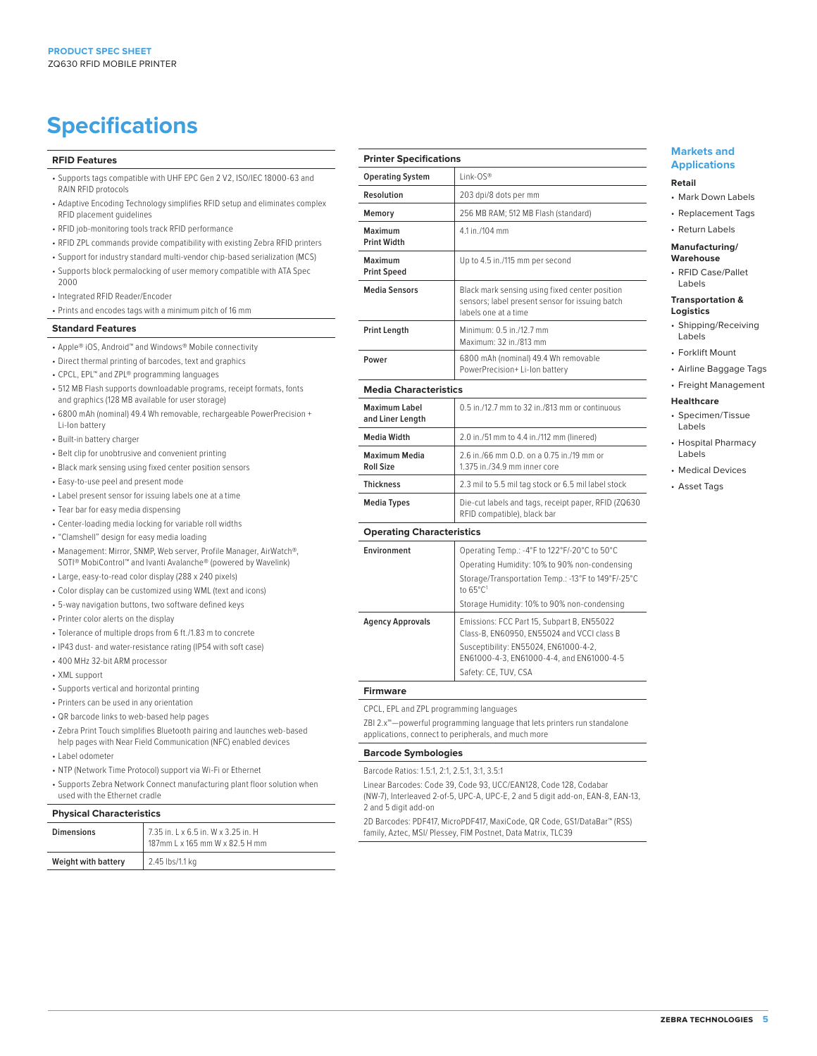# Specifications

### RFID Features

- Supports tags compatible with UHF EPC Gen 2 V2, ISO/IEC 18000-63 and RAIN RFID protocols
- Adaptive Encoding Technology simplifies RFID setup and eliminates complex RFID placement guidelines
- RFID job-monitoring tools track RFID performance
- RFID ZPL commands provide compatibility with existing Zebra RFID printers
- Support for industry standard multi-vendor chip-based serialization (MCS)
- Supports block permalocking of user memory compatible with ATA Spec 2000
- Integrated RFID Reader/Encoder
- Prints and encodes tags with a minimum pitch of 16 mm

### Standard Features

- Apple® iOS, Android™ and Windows® Mobile connectivity
- Direct thermal printing of barcodes, text and graphics
- CPCL, EPL™ and ZPL® programming languages
- 512 MB Flash supports downloadable programs, receipt formats, fonts and graphics (128 MB available for user storage)
- 6800 mAh (nominal) 49.4 Wh removable, rechargeable PowerPrecision + Li-Ion battery
- Built-in battery charger
- Belt clip for unobtrusive and convenient printing
- Black mark sensing using fixed center position sensors
- Easy-to-use peel and present mode
- Label present sensor for issuing labels one at a time
- Tear bar for easy media dispensing
- Center-loading media locking for variable roll widths
- "Clamshell" design for easy media loading
- Management: Mirror, SNMP, Web server, Profile Manager, AirWatch®, SOTI® MobiControl™ and Ivanti Avalanche® (powered by Wavelink)
- Large, easy-to-read color display (288 x 240 pixels)
- Color display can be customized using WML (text and icons)
- 5-way navigation buttons, two software defined keys
- Printer color alerts on the display
- Tolerance of multiple drops from 6 ft./1.83 m to concrete
- IP43 dust- and water-resistance rating (IP54 with soft case)
- 400 MHz 32-bit ARM processor
- XML support
- Supports vertical and horizontal printing
- Printers can be used in any orientation
- QR barcode links to web-based help pages
- Zebra Print Touch simplifies Bluetooth pairing and launches web-based help pages with Near Field Communication (NFC) enabled devices
- Label odometer
- NTP (Network Time Protocol) support via Wi-Fi or Ethernet
- Supports Zebra Network Connect manufacturing plant floor solution when used with the Ethernet cradle

### Physical Characteristics

| | |
|---|---|
| **Dimensions** | 7.35 in. L x 6.5 in. W x 3.25 in. H<br>187mm L x 165 mm W x 82.5 H mm |
| **Weight with battery** | 2.45 lbs/1.1 kg |

### Printer Specifications

| | |
|---|---|
| **Operating System** | Link-OS® |
| **Resolution** | 203 dpi/8 dots per mm |
| **Memory** | 256 MB RAM; 512 MB Flash (standard) |
| **Maximum Print Width** | 4.1 in./104 mm |
| **Maximum Print Speed** | Up to 4.5 in./115 mm per second |
| **Media Sensors** | Black mark sensing using fixed center position sensors; label present sensor for issuing batch labels one at a time |
| **Print Length** | Minimum: 0.5 in./12.7 mm<br>Maximum: 32 in./813 mm |
| **Power** | 6800 mAh (nominal) 49.4 Wh removable PowerPrecision+ Li-Ion battery |

### Media Characteristics

| | |
|---|---|
| **Maximum Label and Liner Length** | 0.5 in./12.7 mm to 32 in./813 mm or continuous |
| **Media Width** | 2.0 in./51 mm to 4.4 in./112 mm (linered) |
| **Maximum Media Roll Size** | 2.6 in./66 mm O.D. on a 0.75 in./19 mm or 1.375 in./34.9 mm inner core |
| **Thickness** | 2.3 mil to 5.5 mil tag stock or 6.5 mil label stock |
| **Media Types** | Die-cut labels and tags, receipt paper, RFID (ZQ630 RFID compatible), black bar |

### Operating Characteristics

| | |
|---|---|
| **Environment** | Operating Temp.: -4°F to 122°F/-20°C to 50°C<br>Operating Humidity: 10% to 90% non-condensing<br>Storage/Transportation Temp.: -13°F to 149°F/-25°C to 65°C[1]<br>Storage Humidity: 10% to 90% non-condensing |
| **Agency Approvals** | Emissions: FCC Part 15, Subpart B, EN55022 Class-B, EN60950, EN55024 and VCCI class B<br>Susceptibility: EN55024, EN61000-4-2, EN61000-4-3, EN61000-4-4, and EN61000-4-5<br>Safety: CE, TUV, CSA |

### Firmware

CPCL, EPL and ZPL programming languages

ZBI 2.x™—powerful programming language that lets printers run standalone applications, connect to peripherals, and much more

### Barcode Symbologies

Barcode Ratios: 1.5:1, 2:1, 2.5:1, 3:1, 3.5:1

Linear Barcodes: Code 39, Code 93, UCC/EAN128, Code 128, Codabar (NW-7), Interleaved 2-of-5, UPC-A, UPC-E, 2 and 5 digit add-on, EAN-8, EAN-13, 2 and 5 digit add-on

2D Barcodes: PDF417, MicroPDF417, MaxiCode, QR Code, GS1/DataBar™ (RSS) family, Aztec, MSI/ Plessey, FIM Postnet, Data Matrix, TLC39

## Markets and Applications

**Retail**

- Mark Down Labels
- Replacement Tags
- Return Labels

**Manufacturing/ Warehouse**

- RFID Case/Pallet Labels

**Transportation & Logistics**

- Shipping/Receiving Labels
- Forklift Mount
- Airline Baggage Tags
- Freight Management

**Healthcare**

- Specimen/Tissue Labels
- Hospital Pharmacy Labels
- Medical Devices
- Asset Tags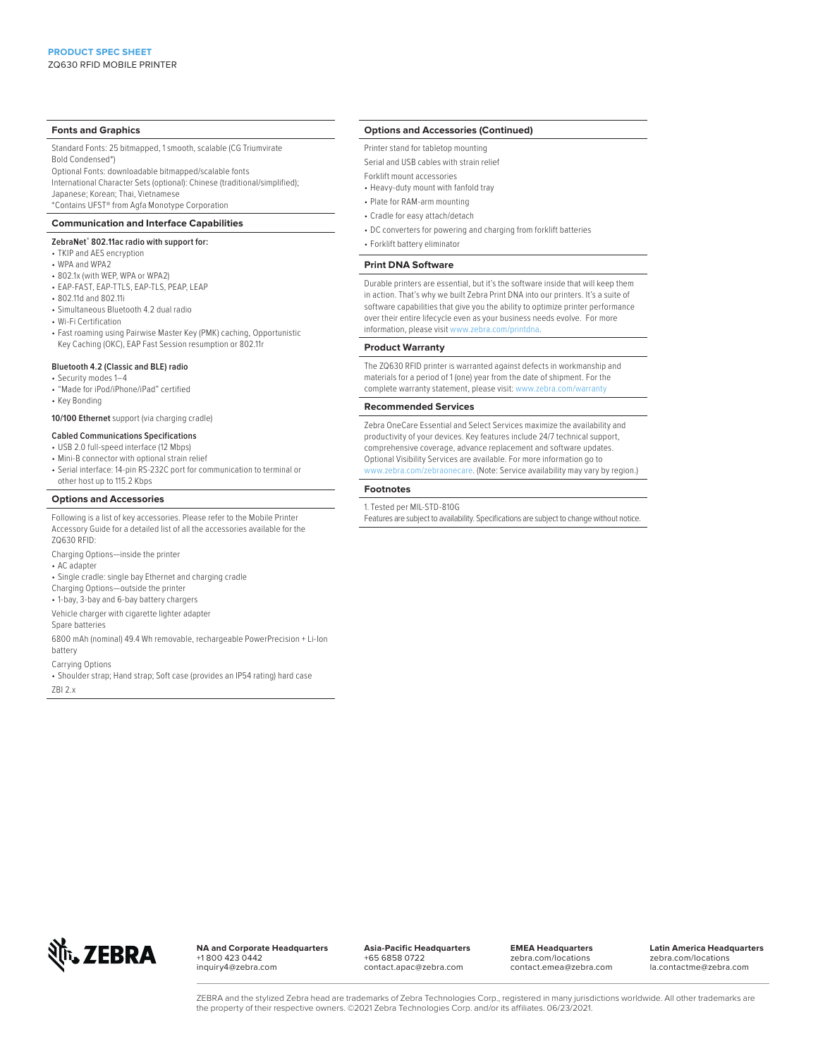## Fonts and Graphics

Standard Fonts: 25 bitmapped, 1 smooth, scalable (CG Triumvirate Bold Condensed*)

Optional Fonts: downloadable bitmapped/scalable fonts

International Character Sets (optional): Chinese (traditional/simplified); Japanese; Korean; Thai, Vietnamese

*Contains UFST® from Agfa Monotype Corporation

## Communication and Interface Capabilities

**ZebraNet® 802.11ac radio with support for:**

- TKIP and AES encryption
- WPA and WPA2
- 802.1x (with WEP, WPA or WPA2)
- EAP-FAST, EAP-TTLS, EAP-TLS, PEAP, LEAP
- 802.11d and 802.11i
- Simultaneous Bluetooth 4.2 dual radio
- Wi-Fi Certification
- Fast roaming using Pairwise Master Key (PMK) caching, Opportunistic Key Caching (OKC), EAP Fast Session resumption or 802.11r

**Bluetooth 4.2 (Classic and BLE) radio**

- Security modes 1–4
- "Made for iPod/iPhone/iPad" certified
- Key Bonding

**10/100 Ethernet** support (via charging cradle)

**Cabled Communications Specifications**

- USB 2.0 full-speed interface (12 Mbps)
- Mini-B connector with optional strain relief
- Serial interface: 14-pin RS-232C port for communication to terminal or other host up to 115.2 Kbps

## Options and Accessories

Following is a list of key accessories. Please refer to the Mobile Printer Accessory Guide for a detailed list of all the accessories available for the ZQ630 RFID:

Charging Options—inside the printer

- AC adapter
- Single cradle: single bay Ethernet and charging cradle

Charging Options—outside the printer

- 1-bay, 3-bay and 6-bay battery chargers

Vehicle charger with cigarette lighter adapter

Spare batteries

6800 mAh (nominal) 49.4 Wh removable, rechargeable PowerPrecision + Li-Ion battery

Carrying Options

- Shoulder strap; Hand strap; Soft case (provides an IP54 rating) hard case

ZBI 2.x

## Options and Accessories (Continued)

Printer stand for tabletop mounting

Serial and USB cables with strain relief

Forklift mount accessories

- Heavy-duty mount with fanfold tray
- Plate for RAM-arm mounting
- Cradle for easy attach/detach
- DC converters for powering and charging from forklift batteries
- Forklift battery eliminator

## Print DNA Software

Durable printers are essential, but it's the software inside that will keep them in action. That's why we built Zebra Print DNA into our printers. It's a suite of software capabilities that give you the ability to optimize printer performance over their entire lifecycle even as your business needs evolve. For more information, please visit www.zebra.com/printdna.

## Product Warranty

The ZQ630 RFID printer is warranted against defects in workmanship and materials for a period of 1 (one) year from the date of shipment. For the complete warranty statement, please visit: www.zebra.com/warranty

## Recommended Services

Zebra OneCare Essential and Select Services maximize the availability and productivity of your devices. Key features include 24/7 technical support, comprehensive coverage, advance replacement and software updates. Optional Visibility Services are available. For more information go to www.zebra.com/zebraonecare. (Note: Service availability may vary by region.)

## Footnotes

1. Tested per MIL-STD-810G

Features are subject to availability. Specifications are subject to change without notice.

**NA and Corporate Headquarters**
+1 800 423 0442
inquiry4@zebra.com

**Asia-Pacific Headquarters**
+65 6858 0722
contact.apac@zebra.com

**EMEA Headquarters**
zebra.com/locations
contact.emea@zebra.com

**Latin America Headquarters**
zebra.com/locations
la.contactme@zebra.com

ZEBRA and the stylized Zebra head are trademarks of Zebra Technologies Corp., registered in many jurisdictions worldwide. All other trademarks are the property of their respective owners. ©2021 Zebra Technologies Corp. and/or its affiliates. 06/23/2021.